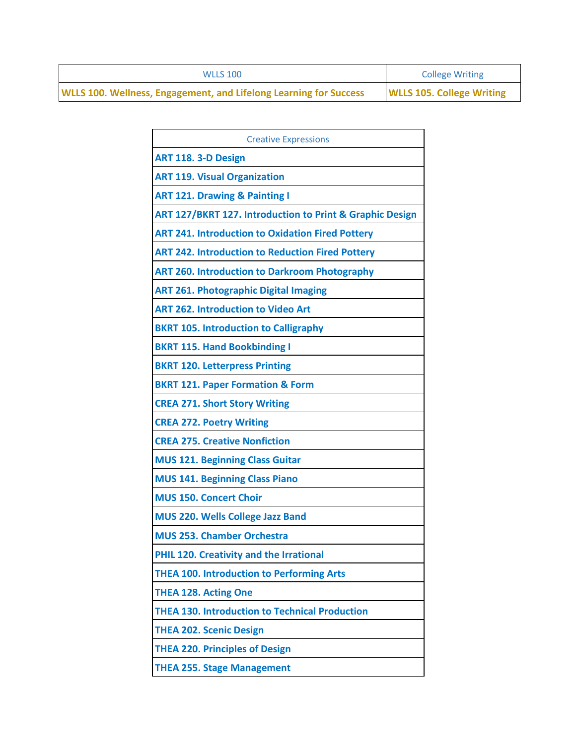| WLLS 100 | College Writing |
| --- | --- |
| **WLLS 100. Wellness, Engagement, and Lifelong Learning for Success** | **WLLS 105. College Writing** |

| Creative Expressions |
| --- |
| **ART 118. 3-D Design** |
| **ART 119. Visual Organization** |
| **ART 121. Drawing & Painting I** |
| **ART 127/BKRT 127. Introduction to Print & Graphic Design** |
| **ART 241. Introduction to Oxidation Fired Pottery** |
| **ART 242. Introduction to Reduction Fired Pottery** |
| **ART 260. Introduction to Darkroom Photography** |
| **ART 261. Photographic Digital Imaging** |
| **ART 262. Introduction to Video Art** |
| **BKRT 105. Introduction to Calligraphy** |
| **BKRT 115. Hand Bookbinding I** |
| **BKRT 120. Letterpress Printing** |
| **BKRT 121. Paper Formation & Form** |
| **CREA 271. Short Story Writing** |
| **CREA 272. Poetry Writing** |
| **CREA 275. Creative Nonfiction** |
| **MUS 121. Beginning Class Guitar** |
| **MUS 141. Beginning Class Piano** |
| **MUS 150. Concert Choir** |
| **MUS 220. Wells College Jazz Band** |
| **MUS 253. Chamber Orchestra** |
| **PHIL 120. Creativity and the Irrational** |
| **THEA 100. Introduction to Performing Arts** |
| **THEA 128. Acting One** |
| **THEA 130. Introduction to Technical Production** |
| **THEA 202. Scenic Design** |
| **THEA 220. Principles of Design** |
| **THEA 255. Stage Management** |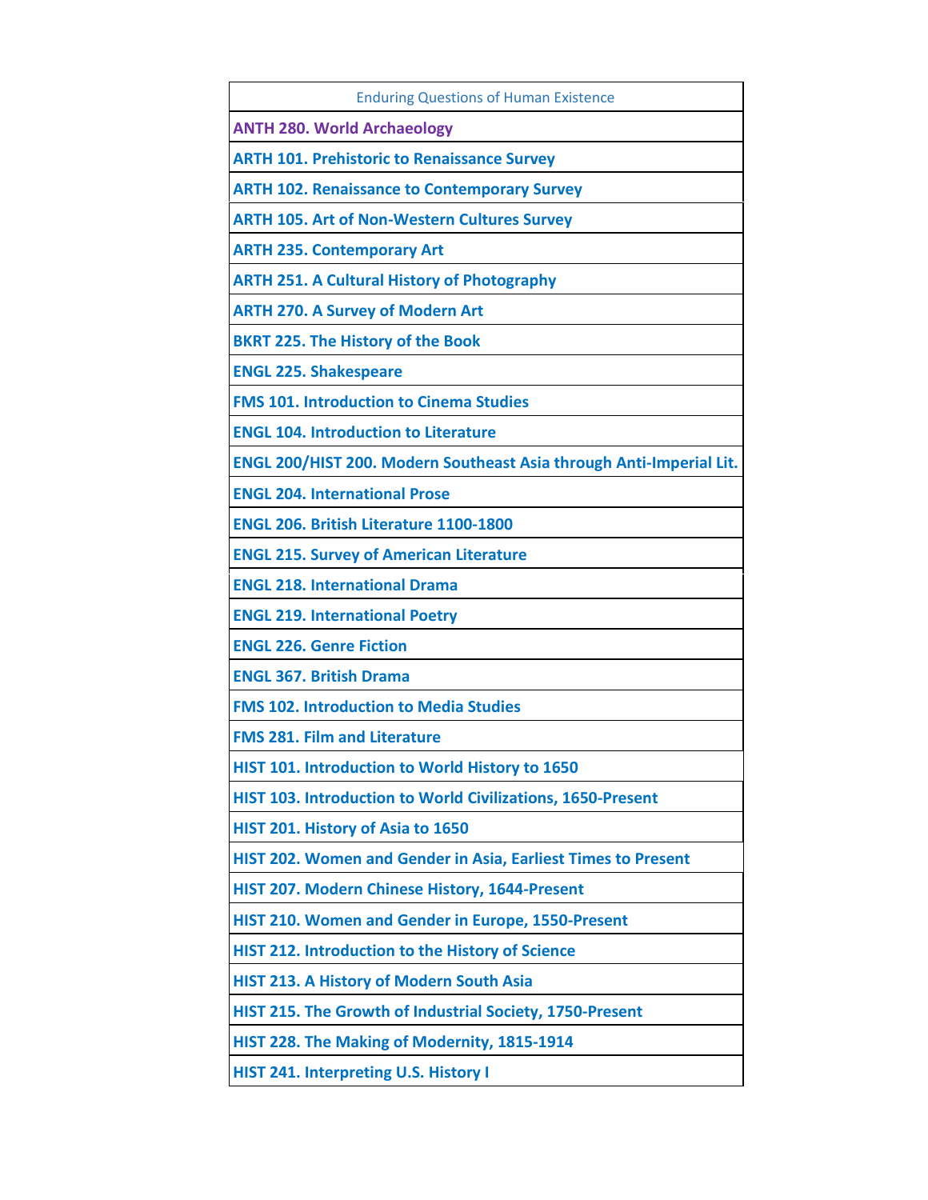| Enduring Questions of Human Existence |
|---|
| **ANTH 280. World Archaeology** |
| **ARTH 101. Prehistoric to Renaissance Survey** |
| **ARTH 102. Renaissance to Contemporary Survey** |
| **ARTH 105. Art of Non-Western Cultures Survey** |
| **ARTH 235. Contemporary Art** |
| **ARTH 251. A Cultural History of Photography** |
| **ARTH 270. A Survey of Modern Art** |
| **BKRT 225. The History of the Book** |
| **ENGL 225. Shakespeare** |
| **FMS 101. Introduction to Cinema Studies** |
| **ENGL 104. Introduction to Literature** |
| **ENGL 200/HIST 200. Modern Southeast Asia through Anti-Imperial Lit.** |
| **ENGL 204. International Prose** |
| **ENGL 206. British Literature 1100-1800** |
| **ENGL 215. Survey of American Literature** |
| **ENGL 218. International Drama** |
| **ENGL 219. International Poetry** |
| **ENGL 226. Genre Fiction** |
| **ENGL 367. British Drama** |
| **FMS 102. Introduction to Media Studies** |
| **FMS 281. Film and Literature** |
| **HIST 101. Introduction to World History to 1650** |
| **HIST 103. Introduction to World Civilizations, 1650-Present** |
| **HIST 201. History of Asia to 1650** |
| **HIST 202. Women and Gender in Asia, Earliest Times to Present** |
| **HIST 207. Modern Chinese History, 1644-Present** |
| **HIST 210. Women and Gender in Europe, 1550-Present** |
| **HIST 212. Introduction to the History of Science** |
| **HIST 213. A History of Modern South Asia** |
| **HIST 215. The Growth of Industrial Society, 1750-Present** |
| **HIST 228. The Making of Modernity, 1815-1914** |
| **HIST 241. Interpreting U.S. History I** |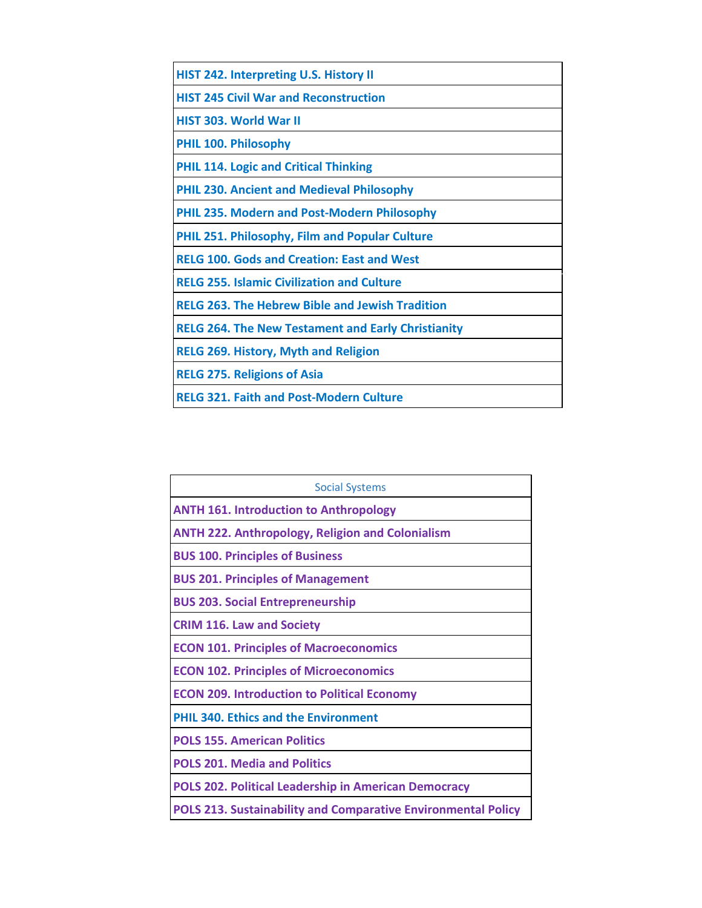| HIST 242. Interpreting U.S. History II |
| --- |
| HIST 245 Civil War and Reconstruction |
| HIST 303. World War II |
| PHIL 100. Philosophy |
| PHIL 114. Logic and Critical Thinking |
| PHIL 230. Ancient and Medieval Philosophy |
| PHIL 235. Modern and Post-Modern Philosophy |
| PHIL 251. Philosophy, Film and Popular Culture |
| RELG 100. Gods and Creation: East and West |
| RELG 255. Islamic Civilization and Culture |
| RELG 263. The Hebrew Bible and Jewish Tradition |
| RELG 264. The New Testament and Early Christianity |
| RELG 269. History, Myth and Religion |
| RELG 275. Religions of Asia |
| RELG 321. Faith and Post-Modern Culture |

| Social Systems |
| --- |
| ANTH 161. Introduction to Anthropology |
| ANTH 222. Anthropology, Religion and Colonialism |
| BUS 100. Principles of Business |
| BUS 201. Principles of Management |
| BUS 203. Social Entrepreneurship |
| CRIM 116. Law and Society |
| ECON 101. Principles of Macroeconomics |
| ECON 102. Principles of Microeconomics |
| ECON 209. Introduction to Political Economy |
| PHIL 340. Ethics and the Environment |
| POLS 155. American Politics |
| POLS 201. Media and Politics |
| POLS 202. Political Leadership in American Democracy |
| POLS 213. Sustainability and Comparative Environmental Policy |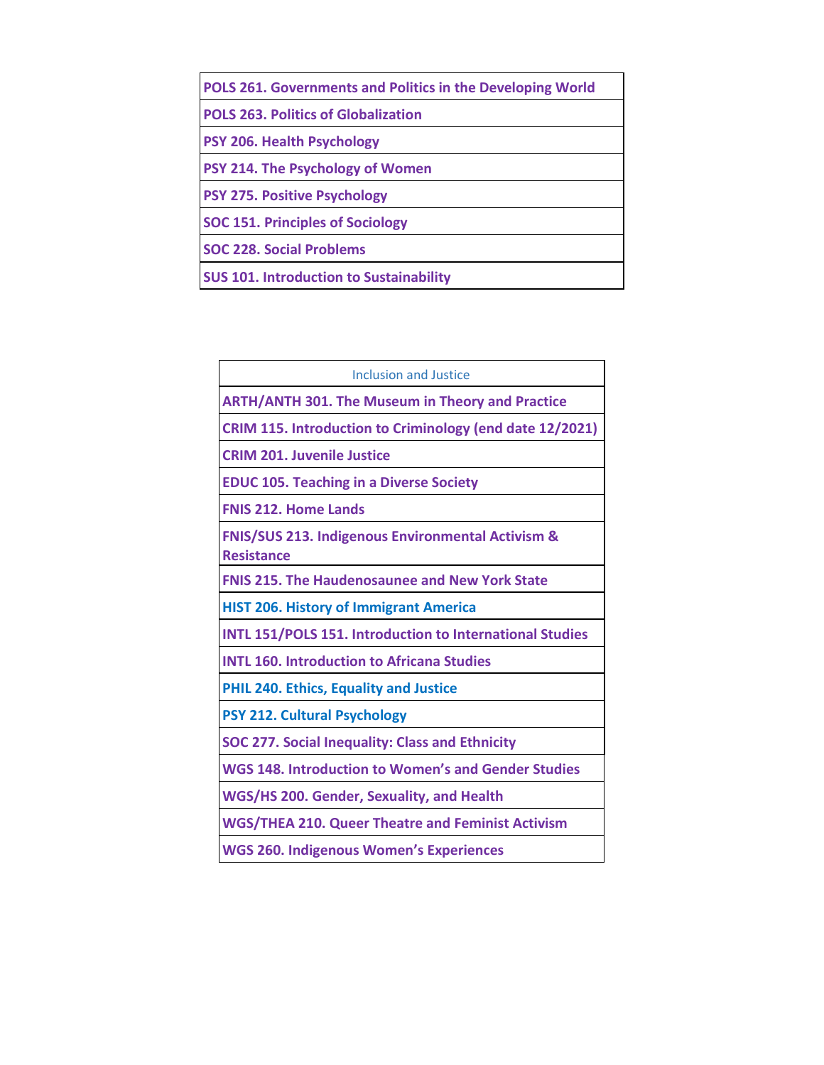| POLS 261. Governments and Politics in the Developing World |
|---|
| POLS 263. Politics of Globalization |
| PSY 206. Health Psychology |
| PSY 214. The Psychology of Women |
| PSY 275. Positive Psychology |
| SOC 151. Principles of Sociology |
| SOC 228. Social Problems |
| SUS 101. Introduction to Sustainability |

| Inclusion and Justice |
|---|
| ARTH/ANTH 301. The Museum in Theory and Practice |
| CRIM 115. Introduction to Criminology (end date 12/2021) |
| CRIM 201. Juvenile Justice |
| EDUC 105. Teaching in a Diverse Society |
| FNIS 212. Home Lands |
| FNIS/SUS 213. Indigenous Environmental Activism & Resistance |
| FNIS 215. The Haudenosaunee and New York State |
| HIST 206. History of Immigrant America |
| INTL 151/POLS 151. Introduction to International Studies |
| INTL 160. Introduction to Africana Studies |
| PHIL 240. Ethics, Equality and Justice |
| PSY 212. Cultural Psychology |
| SOC 277. Social Inequality: Class and Ethnicity |
| WGS 148. Introduction to Women's and Gender Studies |
| WGS/HS 200. Gender, Sexuality, and Health |
| WGS/THEA 210. Queer Theatre and Feminist Activism |
| WGS 260. Indigenous Women's Experiences |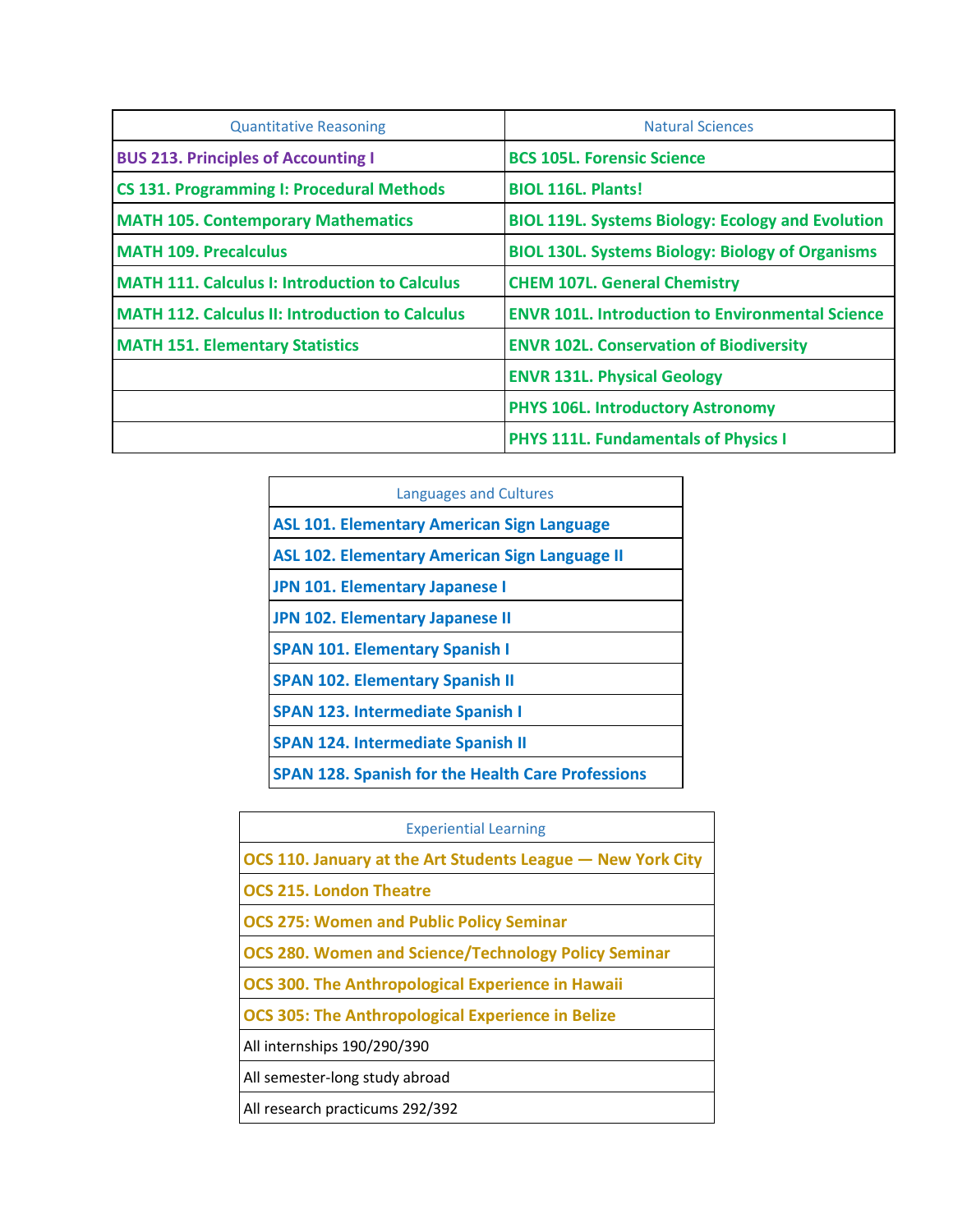| Quantitative Reasoning | Natural Sciences |
|---|---|
| **BUS 213. Principles of Accounting I** | **BCS 105L. Forensic Science** |
| **CS 131. Programming I: Procedural Methods** | **BIOL 116L. Plants!** |
| **MATH 105. Contemporary Mathematics** | **BIOL 119L. Systems Biology: Ecology and Evolution** |
| **MATH 109. Precalculus** | **BIOL 130L. Systems Biology: Biology of Organisms** |
| **MATH 111. Calculus I: Introduction to Calculus** | **CHEM 107L. General Chemistry** |
| **MATH 112. Calculus II: Introduction to Calculus** | **ENVR 101L. Introduction to Environmental Science** |
| **MATH 151. Elementary Statistics** | **ENVR 102L. Conservation of Biodiversity** |
| | **ENVR 131L. Physical Geology** |
| | **PHYS 106L. Introductory Astronomy** |
| | **PHYS 111L. Fundamentals of Physics I** |

| Languages and Cultures |
|---|
| **ASL 101. Elementary American Sign Language** |
| **ASL 102. Elementary American Sign Language II** |
| **JPN 101. Elementary Japanese I** |
| **JPN 102. Elementary Japanese II** |
| **SPAN 101. Elementary Spanish I** |
| **SPAN 102. Elementary Spanish II** |
| **SPAN 123. Intermediate Spanish I** |
| **SPAN 124. Intermediate Spanish II** |
| **SPAN 128. Spanish for the Health Care Professions** |

| Experiential Learning |
|---|
| **OCS 110. January at the Art Students League — New York City** |
| **OCS 215. London Theatre** |
| **OCS 275: Women and Public Policy Seminar** |
| **OCS 280. Women and Science/Technology Policy Seminar** |
| **OCS 300. The Anthropological Experience in Hawaii** |
| **OCS 305: The Anthropological Experience in Belize** |
| All internships 190/290/390 |
| All semester-long study abroad |
| All research practicums 292/392 |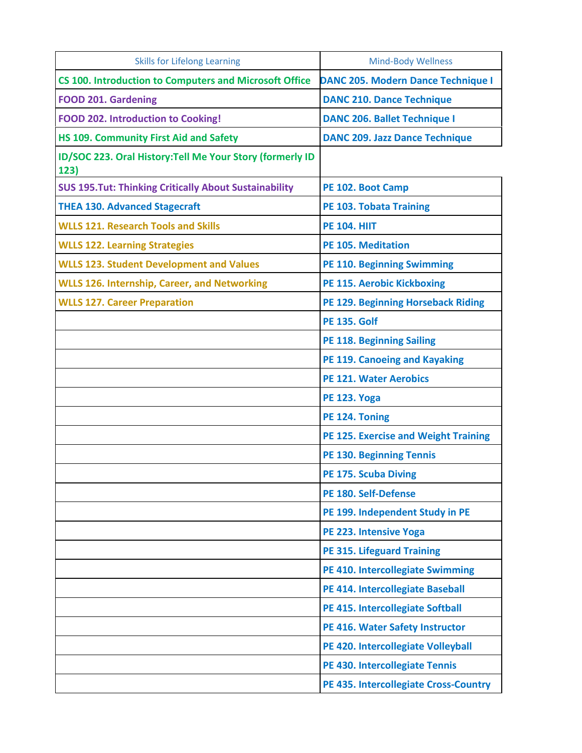| Skills for Lifelong Learning | Mind-Body Wellness |
|---|---|
| **CS 100. Introduction to Computers and Microsoft Office** | **DANC 205. Modern Dance Technique I** |
| **FOOD 201. Gardening** | **DANC 210. Dance Technique** |
| **FOOD 202. Introduction to Cooking!** | **DANC 206. Ballet Technique I** |
| **HS 109. Community First Aid and Safety** | **DANC 209. Jazz Dance Technique** |
| **ID/SOC 223. Oral History:Tell Me Your Story (formerly ID 123)** | |
| **SUS 195.Tut: Thinking Critically About Sustainability** | **PE 102. Boot Camp** |
| **THEA 130. Advanced Stagecraft** | **PE 103. Tobata Training** |
| **WLLS 121. Research Tools and Skills** | **PE 104. HIIT** |
| **WLLS 122. Learning Strategies** | **PE 105. Meditation** |
| **WLLS 123. Student Development and Values** | **PE 110. Beginning Swimming** |
| **WLLS 126. Internship, Career, and Networking** | **PE 115. Aerobic Kickboxing** |
| **WLLS 127. Career Preparation** | **PE 129. Beginning Horseback Riding** |
| | **PE 135. Golf** |
| | **PE 118. Beginning Sailing** |
| | **PE 119. Canoeing and Kayaking** |
| | **PE 121. Water Aerobics** |
| | **PE 123. Yoga** |
| | **PE 124. Toning** |
| | **PE 125. Exercise and Weight Training** |
| | **PE 130. Beginning Tennis** |
| | **PE 175. Scuba Diving** |
| | **PE 180. Self-Defense** |
| | **PE 199. Independent Study in PE** |
| | **PE 223. Intensive Yoga** |
| | **PE 315. Lifeguard Training** |
| | **PE 410. Intercollegiate Swimming** |
| | **PE 414. Intercollegiate Baseball** |
| | **PE 415. Intercollegiate Softball** |
| | **PE 416. Water Safety Instructor** |
| | **PE 420. Intercollegiate Volleyball** |
| | **PE 430. Intercollegiate Tennis** |
| | **PE 435. Intercollegiate Cross-Country** |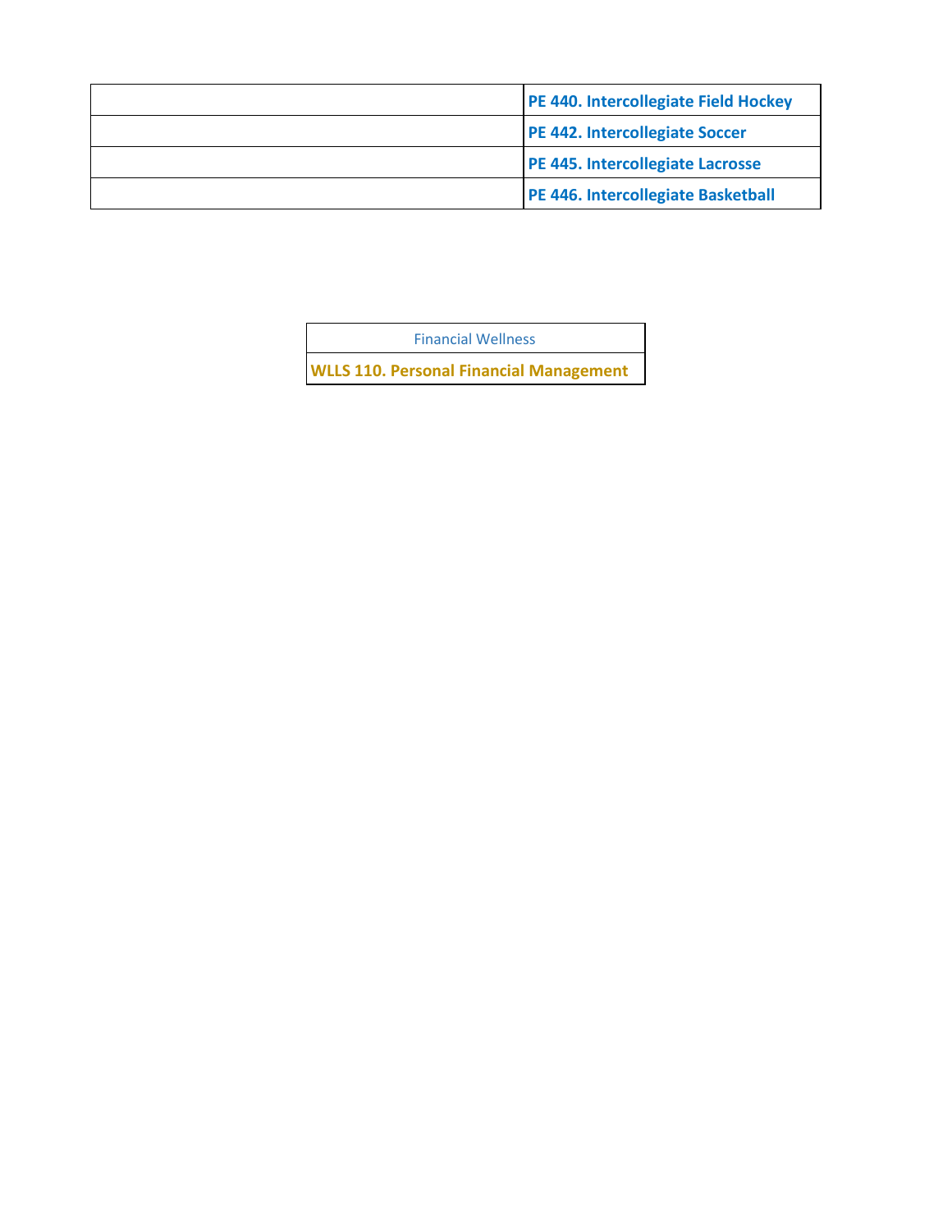| | |
|---|---|
| | **PE 440. Intercollegiate Field Hockey** |
| | **PE 442. Intercollegiate Soccer** |
| | **PE 445. Intercollegiate Lacrosse** |
| | **PE 446. Intercollegiate Basketball** |

| Financial Wellness |
|---|
| **WLLS 110. Personal Financial Management** |